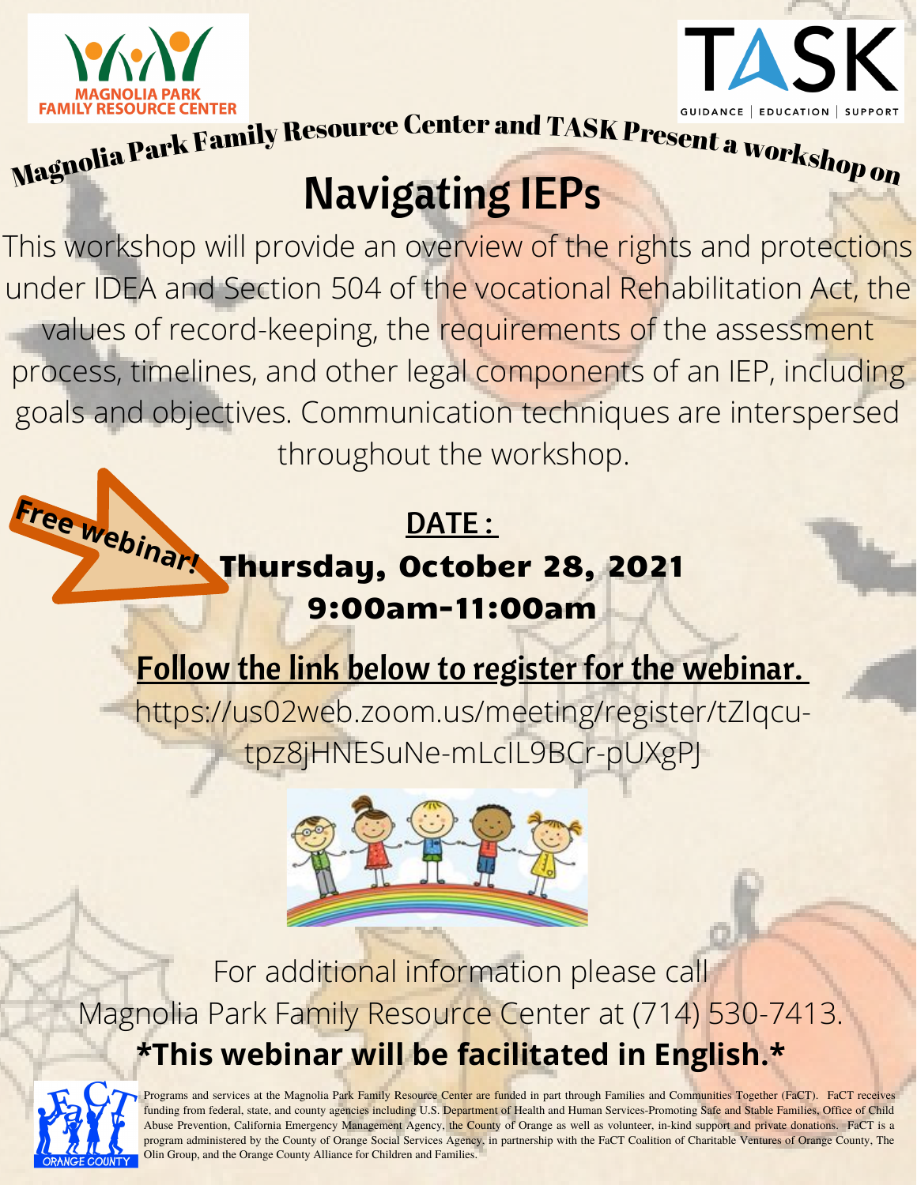MAGNOLIA PARK FAMILY RESOURCE CENTER

TASK
GUIDANCE | EDUCATION | SUPPORT

Magnolia Park Family Resource Center and TASK Present a workshop on

# Navigating IEPs

This workshop will provide an overview of the rights and protections under IDEA and Section 504 of the vocational Rehabilitation Act, the values of record-keeping, the requirements of the assessment process, timelines, and other legal components of an IEP, including goals and objectives. Communication techniques are interspersed throughout the workshop.

**Free webinar!**

**DATE :**

**Thursday, October 28, 2021**
**9:00am-11:00am**

**Follow the link below to register for the webinar.**

https://us02web.zoom.us/meeting/register/tZIqcu-tpz8jHNESuNe-mLcIL9BCr-pUXgPJ

For additional information please call Magnolia Park Family Resource Center at (714) 530-7413.

**\*This webinar will be facilitated in English.\***

FaCT ORANGE COUNTY

Programs and services at the Magnolia Park Family Resource Center are funded in part through Families and Communities Together (FaCT). FaCT receives funding from federal, state, and county agencies including U.S. Department of Health and Human Services-Promoting Safe and Stable Families, Office of Child Abuse Prevention, California Emergency Management Agency, the County of Orange as well as volunteer, in-kind support and private donations. FaCT is a program administered by the County of Orange Social Services Agency, in partnership with the FaCT Coalition of Charitable Ventures of Orange County, The Olin Group, and the Orange County Alliance for Children and Families.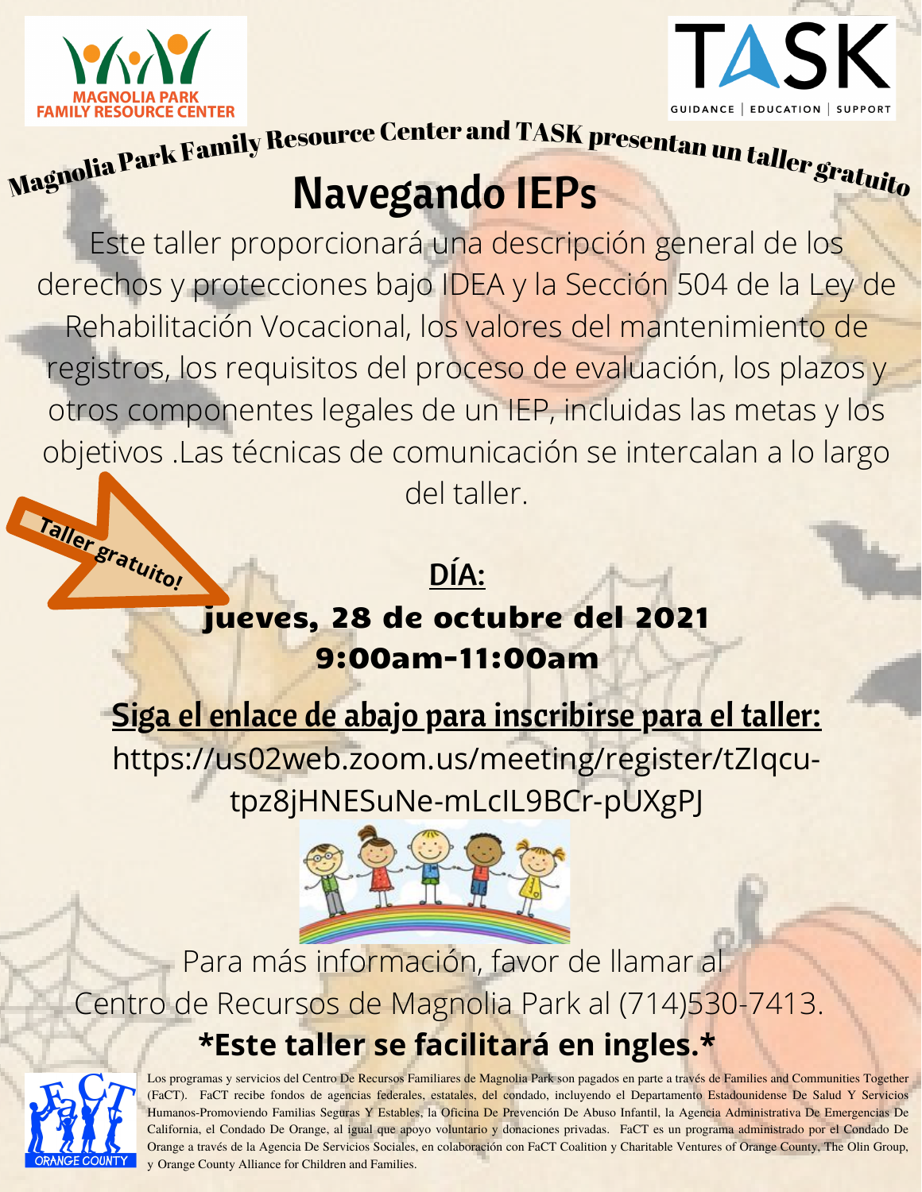MAGNOLIA PARK FAMILY RESOURCE CENTER

TASK
GUIDANCE | EDUCATION | SUPPORT

Magnolia Park Family Resource Center and TASK presentan un taller gratuito

# Navegando IEPs

Este taller proporcionará una descripción general de los derechos y protecciones bajo IDEA y la Sección 504 de la Ley de Rehabilitación Vocacional, los valores del mantenimiento de registros, los requisitos del proceso de evaluación, los plazos y otros componentes legales de un IEP, incluidas las metas y los objetivos .Las técnicas de comunicación se intercalan a lo largo del taller.

**Taller gratuito!**

**DÍA:**

**jueves, 28 de octubre del 2021**
**9:00am-11:00am**

**Siga el enlace de abajo para inscribirse para el taller:**
https://us02web.zoom.us/meeting/register/tZIqcu-tpz8jHNESuNe-mLcIL9BCr-pUXgPJ

Para más información, favor de llamar al Centro de Recursos de Magnolia Park al (714)530-7413.

**\*Este taller se facilitará en ingles.\***

FaCT ORANGE COUNTY

Los programas y servicios del Centro De Recursos Familiares de Magnolia Park son pagados en parte a través de Families and Communities Together (FaCT). FaCT recibe fondos de agencias federales, estatales, del condado, incluyendo el Departamento Estadounidense De Salud Y Servicios Humanos-Promoviendo Familias Seguras Y Estables, la Oficina De Prevención De Abuso Infantil, la Agencia Administrativa De Emergencias De California, el Condado De Orange, al igual que apoyo voluntario y donaciones privadas. FaCT es un programa administrado por el Condado De Orange a través de la Agencia De Servicios Sociales, en colaboración con FaCT Coalition y Charitable Ventures of Orange County, The Olin Group, y Orange County Alliance for Children and Families.